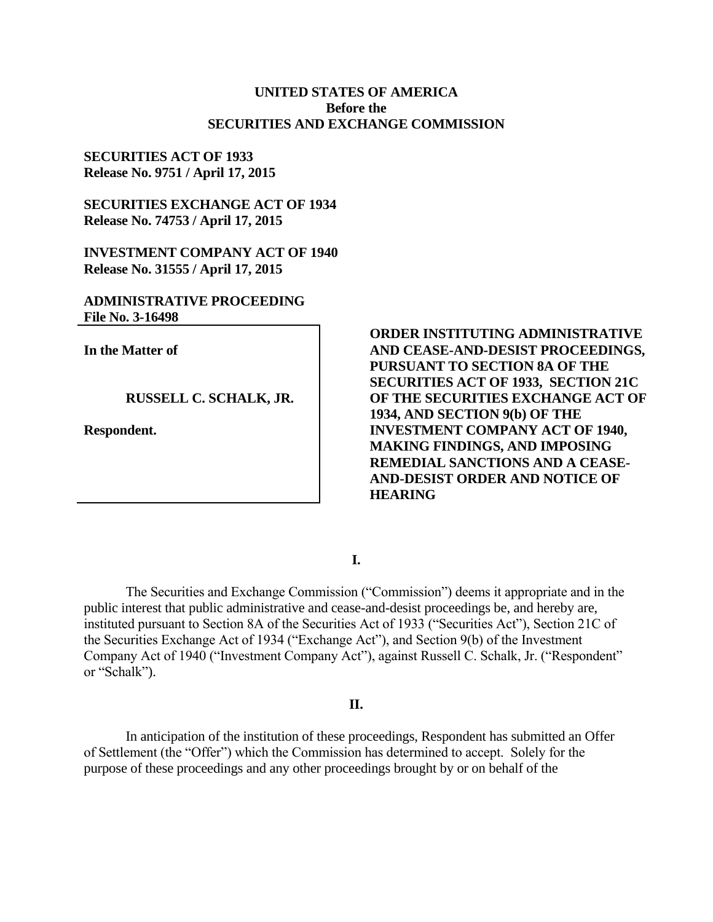**UNITED STATES OF AMERICA**
**Before the**
**SECURITIES AND EXCHANGE COMMISSION**

**SECURITIES ACT OF 1933**
**Release No. 9751 / April 17, 2015**

**SECURITIES EXCHANGE ACT OF 1934**
**Release No. 74753 / April 17, 2015**

**INVESTMENT COMPANY ACT OF 1940**
**Release No. 31555 / April 17, 2015**

**ADMINISTRATIVE PROCEEDING**
**File No. 3-16498**

**In the Matter of**

**RUSSELL C. SCHALK, JR.**

**Respondent.**

**ORDER INSTITUTING ADMINISTRATIVE AND CEASE-AND-DESIST PROCEEDINGS, PURSUANT TO SECTION 8A OF THE SECURITIES ACT OF 1933, SECTION 21C OF THE SECURITIES EXCHANGE ACT OF 1934, AND SECTION 9(b) OF THE INVESTMENT COMPANY ACT OF 1940, MAKING FINDINGS, AND IMPOSING REMEDIAL SANCTIONS AND A CEASE-AND-DESIST ORDER AND NOTICE OF HEARING**

**I.**

The Securities and Exchange Commission ("Commission") deems it appropriate and in the public interest that public administrative and cease-and-desist proceedings be, and hereby are, instituted pursuant to Section 8A of the Securities Act of 1933 ("Securities Act"), Section 21C of the Securities Exchange Act of 1934 ("Exchange Act"), and Section 9(b) of the Investment Company Act of 1940 ("Investment Company Act"), against Russell C. Schalk, Jr. ("Respondent" or "Schalk").

**II.**

In anticipation of the institution of these proceedings, Respondent has submitted an Offer of Settlement (the "Offer") which the Commission has determined to accept. Solely for the purpose of these proceedings and any other proceedings brought by or on behalf of the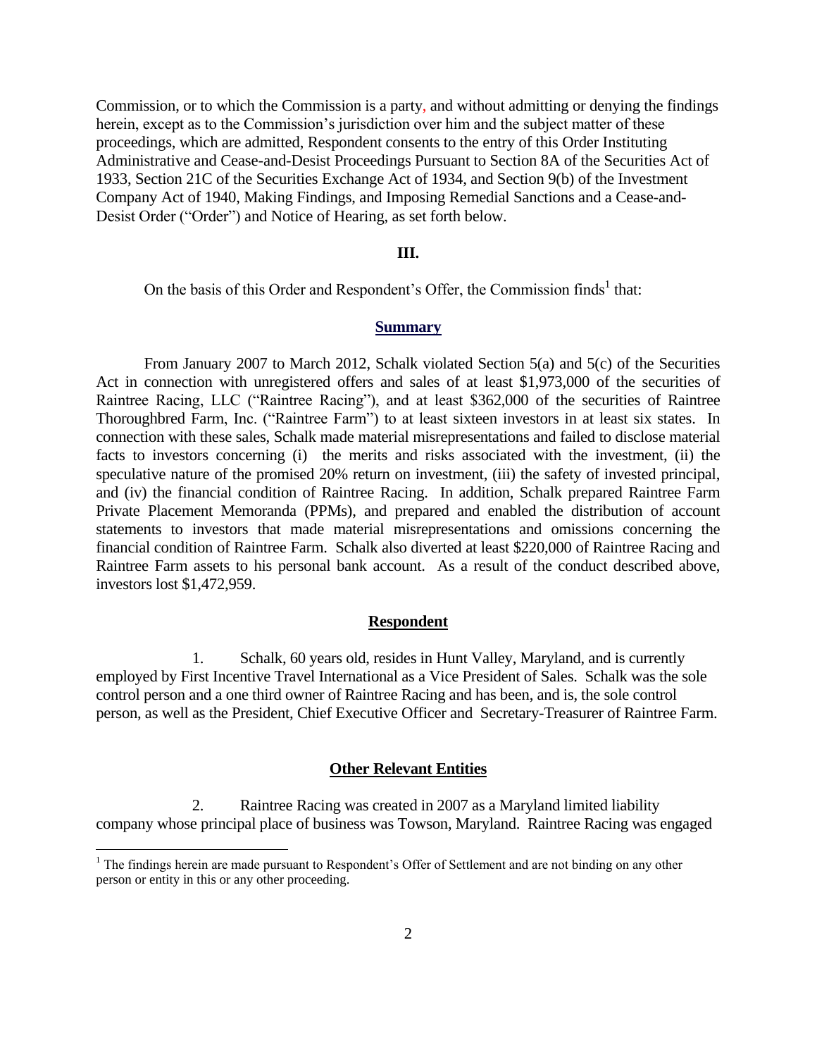Commission, or to which the Commission is a party, and without admitting or denying the findings herein, except as to the Commission's jurisdiction over him and the subject matter of these proceedings, which are admitted, Respondent consents to the entry of this Order Instituting Administrative and Cease-and-Desist Proceedings Pursuant to Section 8A of the Securities Act of 1933, Section 21C of the Securities Exchange Act of 1934, and Section 9(b) of the Investment Company Act of 1940, Making Findings, and Imposing Remedial Sanctions and a Cease-and-Desist Order ("Order") and Notice of Hearing, as set forth below.

## III.

On the basis of this Order and Respondent's Offer, the Commission finds[1] that:

### Summary

From January 2007 to March 2012, Schalk violated Section 5(a) and 5(c) of the Securities Act in connection with unregistered offers and sales of at least $1,973,000 of the securities of Raintree Racing, LLC ("Raintree Racing"), and at least $362,000 of the securities of Raintree Thoroughbred Farm, Inc. ("Raintree Farm") to at least sixteen investors in at least six states. In connection with these sales, Schalk made material misrepresentations and failed to disclose material facts to investors concerning (i) the merits and risks associated with the investment, (ii) the speculative nature of the promised 20% return on investment, (iii) the safety of invested principal, and (iv) the financial condition of Raintree Racing. In addition, Schalk prepared Raintree Farm Private Placement Memoranda (PPMs), and prepared and enabled the distribution of account statements to investors that made material misrepresentations and omissions concerning the financial condition of Raintree Farm. Schalk also diverted at least $220,000 of Raintree Racing and Raintree Farm assets to his personal bank account. As a result of the conduct described above, investors lost $1,472,959.

### Respondent

1. Schalk, 60 years old, resides in Hunt Valley, Maryland, and is currently employed by First Incentive Travel International as a Vice President of Sales. Schalk was the sole control person and a one third owner of Raintree Racing and has been, and is, the sole control person, as well as the President, Chief Executive Officer and Secretary-Treasurer of Raintree Farm.

### Other Relevant Entities

2. Raintree Racing was created in 2007 as a Maryland limited liability company whose principal place of business was Towson, Maryland. Raintree Racing was engaged

[1] The findings herein are made pursuant to Respondent's Offer of Settlement and are not binding on any other person or entity in this or any other proceeding.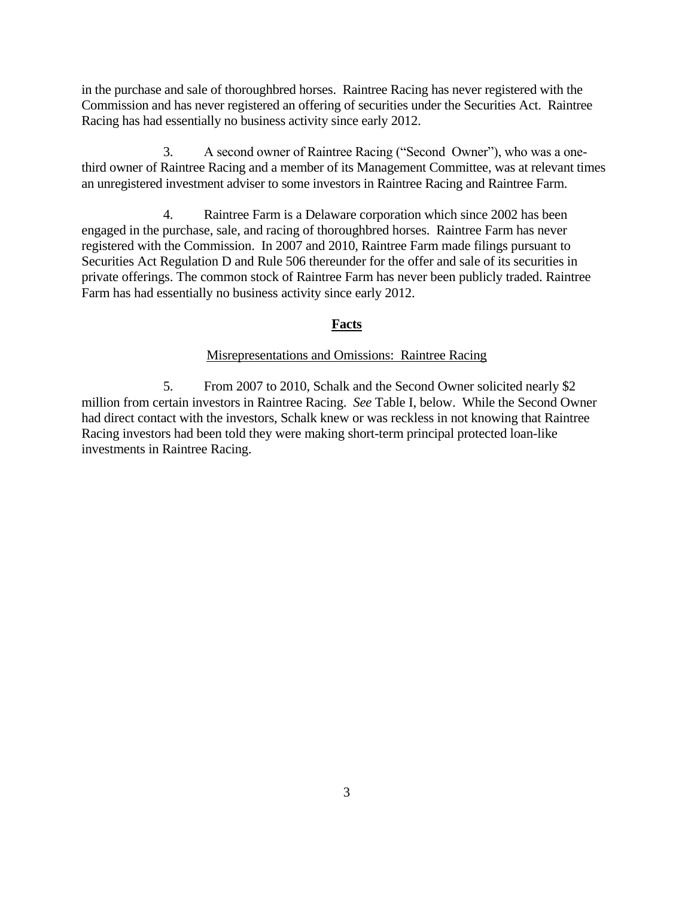in the purchase and sale of thoroughbred horses. Raintree Racing has never registered with the Commission and has never registered an offering of securities under the Securities Act. Raintree Racing has had essentially no business activity since early 2012.

3. A second owner of Raintree Racing ("Second Owner"), who was a one-third owner of Raintree Racing and a member of its Management Committee, was at relevant times an unregistered investment adviser to some investors in Raintree Racing and Raintree Farm.

4. Raintree Farm is a Delaware corporation which since 2002 has been engaged in the purchase, sale, and racing of thoroughbred horses. Raintree Farm has never registered with the Commission. In 2007 and 2010, Raintree Farm made filings pursuant to Securities Act Regulation D and Rule 506 thereunder for the offer and sale of its securities in private offerings. The common stock of Raintree Farm has never been publicly traded. Raintree Farm has had essentially no business activity since early 2012.

## **Facts**

### Misrepresentations and Omissions: Raintree Racing

5. From 2007 to 2010, Schalk and the Second Owner solicited nearly $2 million from certain investors in Raintree Racing. *See* Table I, below. While the Second Owner had direct contact with the investors, Schalk knew or was reckless in not knowing that Raintree Racing investors had been told they were making short-term principal protected loan-like investments in Raintree Racing.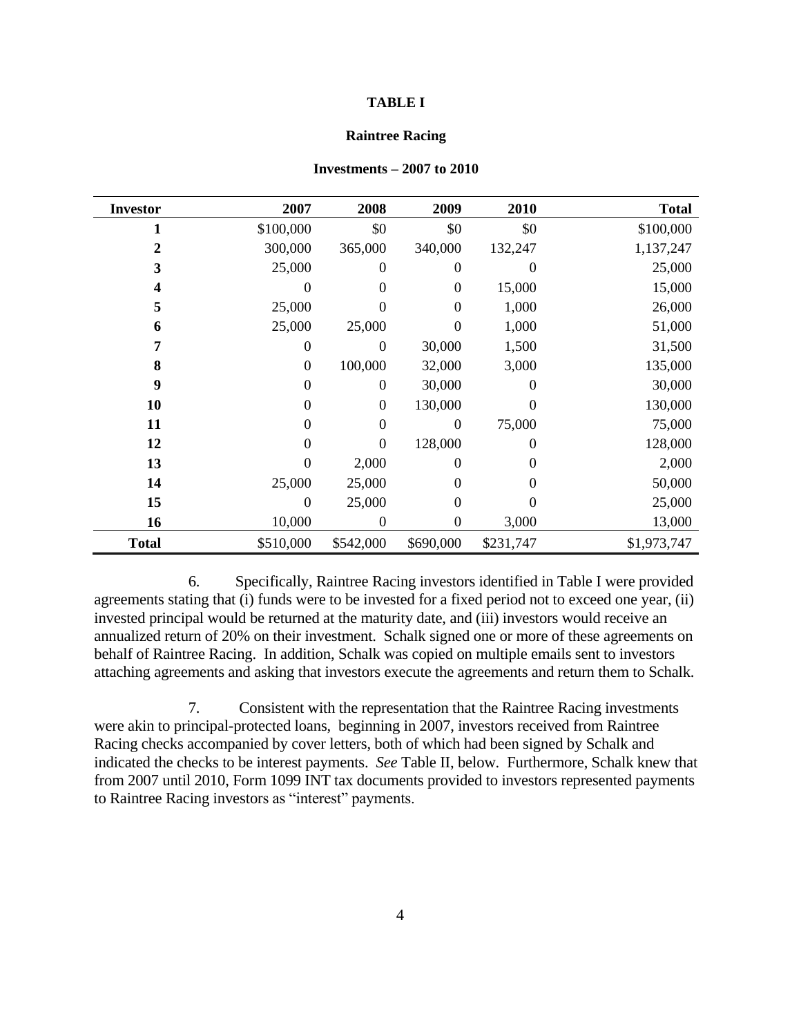**TABLE I**

**Raintree Racing**

**Investments – 2007 to 2010**

| Investor | 2007 | 2008 | 2009 | 2010 | Total |
|---|---|---|---|---|---|
| **1** | $100,000 | $0 | $0 | $0 | $100,000 |
| **2** | 300,000 | 365,000 | 340,000 | 132,247 | 1,137,247 |
| **3** | 25,000 | 0 | 0 | 0 | 25,000 |
| **4** | 0 | 0 | 0 | 15,000 | 15,000 |
| **5** | 25,000 | 0 | 0 | 1,000 | 26,000 |
| **6** | 25,000 | 25,000 | 0 | 1,000 | 51,000 |
| **7** | 0 | 0 | 30,000 | 1,500 | 31,500 |
| **8** | 0 | 100,000 | 32,000 | 3,000 | 135,000 |
| **9** | 0 | 0 | 30,000 | 0 | 30,000 |
| **10** | 0 | 0 | 130,000 | 0 | 130,000 |
| **11** | 0 | 0 | 0 | 75,000 | 75,000 |
| **12** | 0 | 0 | 128,000 | 0 | 128,000 |
| **13** | 0 | 2,000 | 0 | 0 | 2,000 |
| **14** | 25,000 | 25,000 | 0 | 0 | 50,000 |
| **15** | 0 | 25,000 | 0 | 0 | 25,000 |
| **16** | 10,000 | 0 | 0 | 3,000 | 13,000 |
| **Total** | $510,000 | $542,000 | $690,000 | $231,747 | $1,973,747 |

6. Specifically, Raintree Racing investors identified in Table I were provided agreements stating that (i) funds were to be invested for a fixed period not to exceed one year, (ii) invested principal would be returned at the maturity date, and (iii) investors would receive an annualized return of 20% on their investment. Schalk signed one or more of these agreements on behalf of Raintree Racing. In addition, Schalk was copied on multiple emails sent to investors attaching agreements and asking that investors execute the agreements and return them to Schalk.

7. Consistent with the representation that the Raintree Racing investments were akin to principal-protected loans, beginning in 2007, investors received from Raintree Racing checks accompanied by cover letters, both of which had been signed by Schalk and indicated the checks to be interest payments. *See* Table II, below. Furthermore, Schalk knew that from 2007 until 2010, Form 1099 INT tax documents provided to investors represented payments to Raintree Racing investors as "interest" payments.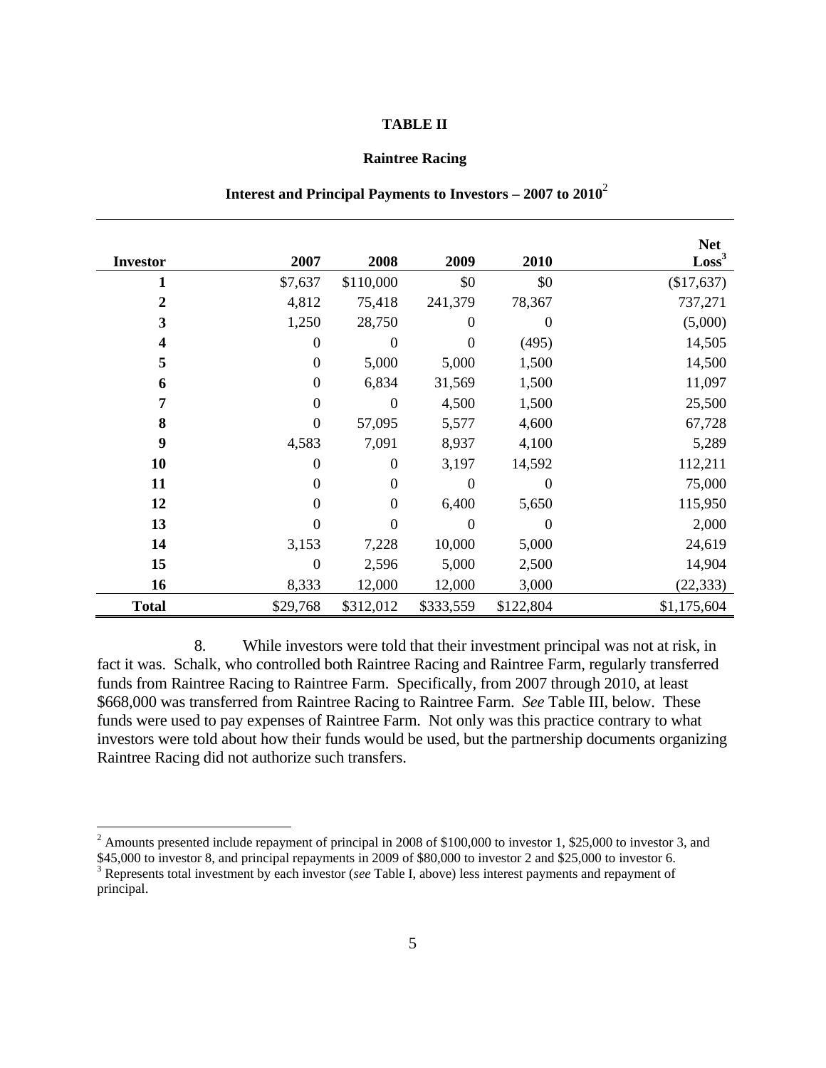**TABLE II**

**Raintree Racing**

**Interest and Principal Payments to Investors – 2007 to 2010**[2]

| Investor | 2007 | 2008 | 2009 | 2010 | Net Loss[3] |
|---|---|---|---|---|---|
| **1** | $7,637 | $110,000 | $0 | $0 | ($17,637) |
| **2** | 4,812 | 75,418 | 241,379 | 78,367 | 737,271 |
| **3** | 1,250 | 28,750 | 0 | 0 | (5,000) |
| **4** | 0 | 0 | 0 | (495) | 14,505 |
| **5** | 0 | 5,000 | 5,000 | 1,500 | 14,500 |
| **6** | 0 | 6,834 | 31,569 | 1,500 | 11,097 |
| **7** | 0 | 0 | 4,500 | 1,500 | 25,500 |
| **8** | 0 | 57,095 | 5,577 | 4,600 | 67,728 |
| **9** | 4,583 | 7,091 | 8,937 | 4,100 | 5,289 |
| **10** | 0 | 0 | 3,197 | 14,592 | 112,211 |
| **11** | 0 | 0 | 0 | 0 | 75,000 |
| **12** | 0 | 0 | 6,400 | 5,650 | 115,950 |
| **13** | 0 | 0 | 0 | 0 | 2,000 |
| **14** | 3,153 | 7,228 | 10,000 | 5,000 | 24,619 |
| **15** | 0 | 2,596 | 5,000 | 2,500 | 14,904 |
| **16** | 8,333 | 12,000 | 12,000 | 3,000 | (22,333) |
| **Total** | $29,768 | $312,012 | $333,559 | $122,804 | $1,175,604 |

8. While investors were told that their investment principal was not at risk, in fact it was. Schalk, who controlled both Raintree Racing and Raintree Farm, regularly transferred funds from Raintree Racing to Raintree Farm. Specifically, from 2007 through 2010, at least $668,000 was transferred from Raintree Racing to Raintree Farm. *See* Table III, below. These funds were used to pay expenses of Raintree Farm. Not only was this practice contrary to what investors were told about how their funds would be used, but the partnership documents organizing Raintree Racing did not authorize such transfers.

[2] Amounts presented include repayment of principal in 2008 of $100,000 to investor 1, $25,000 to investor 3, and $45,000 to investor 8, and principal repayments in 2009 of $80,000 to investor 2 and $25,000 to investor 6.

[3] Represents total investment by each investor (*see* Table I, above) less interest payments and repayment of principal.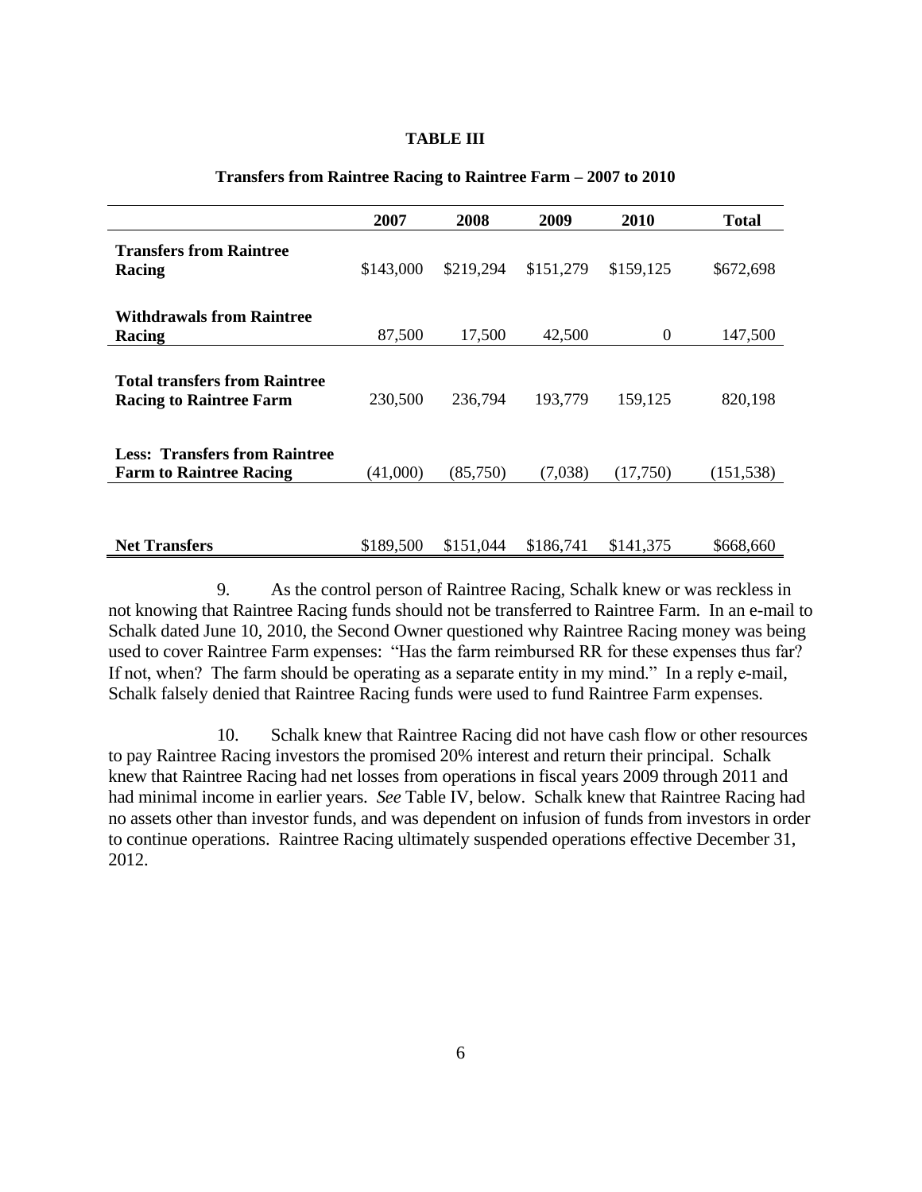**TABLE III**

**Transfers from Raintree Racing to Raintree Farm – 2007 to 2010**

| | 2007 | 2008 | 2009 | 2010 | Total |
|---|---|---|---|---|---|
| **Transfers from Raintree Racing** | $143,000 | $219,294 | $151,279 | $159,125 | $672,698 |
| **Withdrawals from Raintree Racing** | 87,500 | 17,500 | 42,500 | 0 | 147,500 |
| **Total transfers from Raintree Racing to Raintree Farm** | 230,500 | 236,794 | 193,779 | 159,125 | 820,198 |
| **Less: Transfers from Raintree Farm to Raintree Racing** | (41,000) | (85,750) | (7,038) | (17,750) | (151,538) |
| **Net Transfers** | $189,500 | $151,044 | $186,741 | $141,375 | $668,660 |

9. As the control person of Raintree Racing, Schalk knew or was reckless in not knowing that Raintree Racing funds should not be transferred to Raintree Farm. In an e-mail to Schalk dated June 10, 2010, the Second Owner questioned why Raintree Racing money was being used to cover Raintree Farm expenses: "Has the farm reimbursed RR for these expenses thus far? If not, when? The farm should be operating as a separate entity in my mind." In a reply e-mail, Schalk falsely denied that Raintree Racing funds were used to fund Raintree Farm expenses.

10. Schalk knew that Raintree Racing did not have cash flow or other resources to pay Raintree Racing investors the promised 20% interest and return their principal. Schalk knew that Raintree Racing had net losses from operations in fiscal years 2009 through 2011 and had minimal income in earlier years. *See* Table IV, below. Schalk knew that Raintree Racing had no assets other than investor funds, and was dependent on infusion of funds from investors in order to continue operations. Raintree Racing ultimately suspended operations effective December 31, 2012.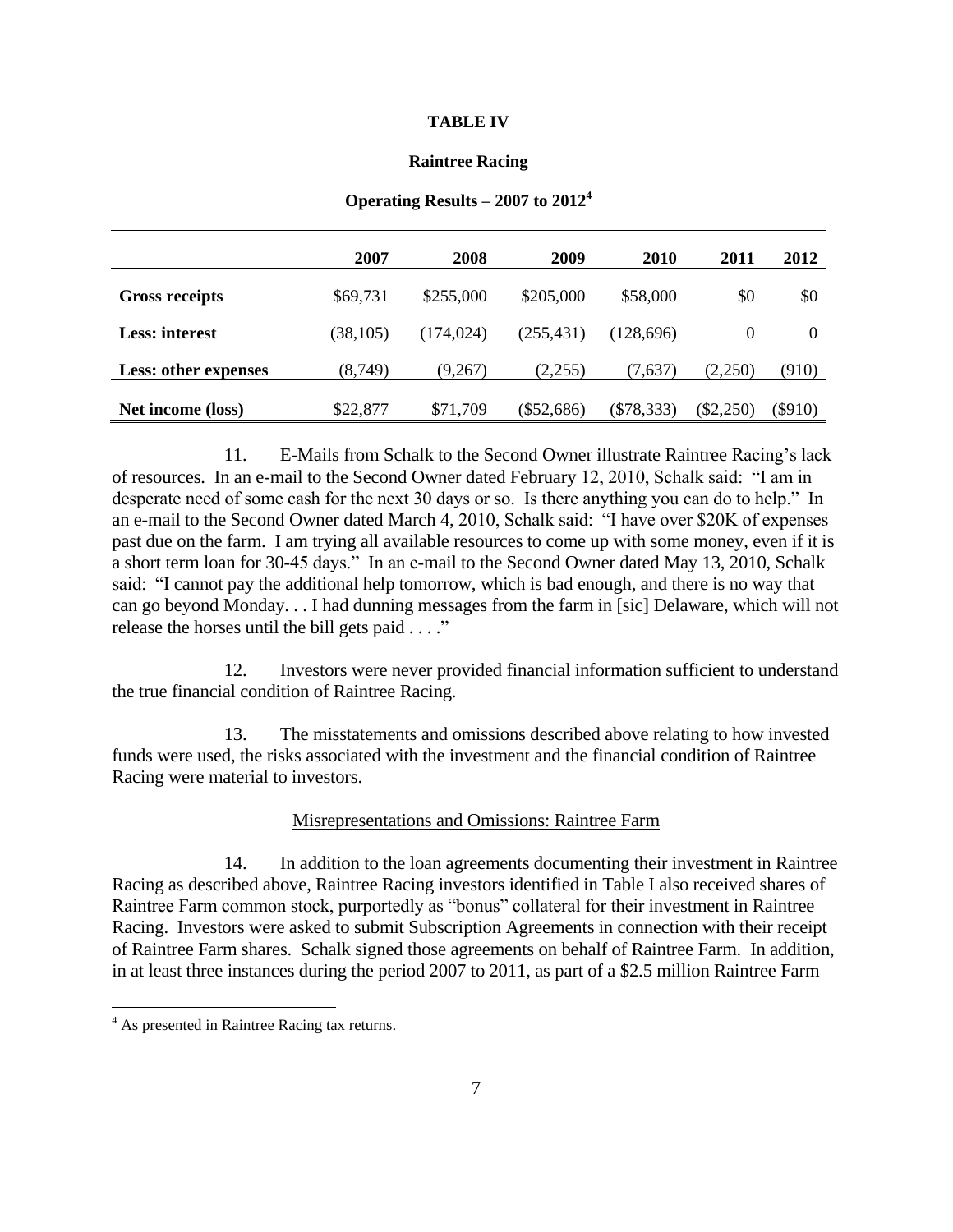**TABLE IV**

**Raintree Racing**

**Operating Results – 2007 to 2012**[4]

| | 2007 | 2008 | 2009 | 2010 | 2011 | 2012 |
|---|---|---|---|---|---|---|
| **Gross receipts** | $69,731 | $255,000 | $205,000 | $58,000 | $0 | $0 |
| **Less: interest** | (38,105) | (174,024) | (255,431) | (128,696) | 0 | 0 |
| **Less: other expenses** | (8,749) | (9,267) | (2,255) | (7,637) | (2,250) | (910) |
| **Net income (loss)** | $22,877 | $71,709 | ($52,686) | ($78,333) | ($2,250) | ($910) |

11. E-Mails from Schalk to the Second Owner illustrate Raintree Racing's lack of resources. In an e-mail to the Second Owner dated February 12, 2010, Schalk said: "I am in desperate need of some cash for the next 30 days or so. Is there anything you can do to help." In an e-mail to the Second Owner dated March 4, 2010, Schalk said: "I have over $20K of expenses past due on the farm. I am trying all available resources to come up with some money, even if it is a short term loan for 30-45 days." In an e-mail to the Second Owner dated May 13, 2010, Schalk said: "I cannot pay the additional help tomorrow, which is bad enough, and there is no way that can go beyond Monday. . . I had dunning messages from the farm in [sic] Delaware, which will not release the horses until the bill gets paid . . . ."

12. Investors were never provided financial information sufficient to understand the true financial condition of Raintree Racing.

13. The misstatements and omissions described above relating to how invested funds were used, the risks associated with the investment and the financial condition of Raintree Racing were material to investors.

Misrepresentations and Omissions: Raintree Farm

14. In addition to the loan agreements documenting their investment in Raintree Racing as described above, Raintree Racing investors identified in Table I also received shares of Raintree Farm common stock, purportedly as "bonus" collateral for their investment in Raintree Racing. Investors were asked to submit Subscription Agreements in connection with their receipt of Raintree Farm shares. Schalk signed those agreements on behalf of Raintree Farm. In addition, in at least three instances during the period 2007 to 2011, as part of a $2.5 million Raintree Farm

[4] As presented in Raintree Racing tax returns.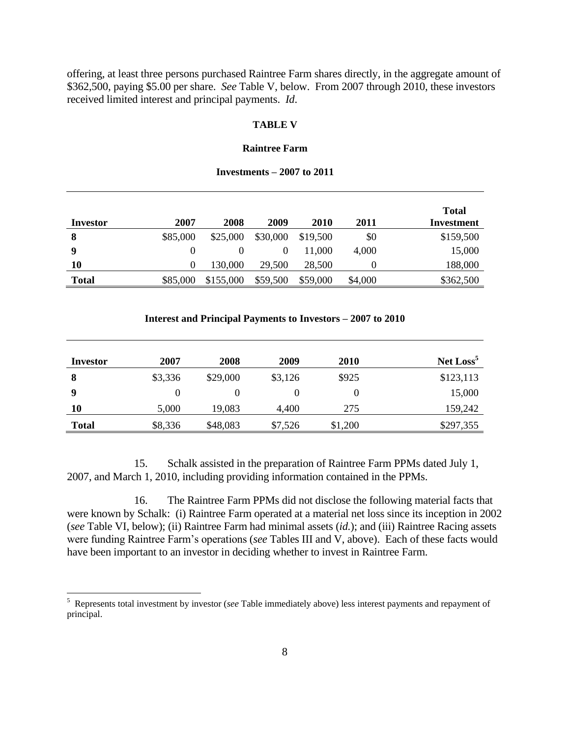offering, at least three persons purchased Raintree Farm shares directly, in the aggregate amount of $362,500, paying $5.00 per share. *See* Table V, below. From 2007 through 2010, these investors received limited interest and principal payments. *Id*.

**TABLE V**

**Raintree Farm**

**Investments – 2007 to 2011**

| Investor | 2007 | 2008 | 2009 | 2010 | 2011 | Total Investment |
|---|---|---|---|---|---|---|
| **8** | $85,000 | $25,000 | $30,000 | $19,500 | $0 | $159,500 |
| **9** | 0 | 0 | 0 | 11,000 | 4,000 | 15,000 |
| **10** | 0 | 130,000 | 29,500 | 28,500 | 0 | 188,000 |
| **Total** | $85,000 | $155,000 | $59,500 | $59,000 | $4,000 | $362,500 |

**Interest and Principal Payments to Investors – 2007 to 2010**

| Investor | 2007 | 2008 | 2009 | 2010 | Net Loss[5] |
|---|---|---|---|---|---|
| **8** | $3,336 | $29,000 | $3,126 | $925 | $123,113 |
| **9** | 0 | 0 | 0 | 0 | 15,000 |
| **10** | 5,000 | 19,083 | 4,400 | 275 | 159,242 |
| **Total** | $8,336 | $48,083 | $7,526 | $1,200 | $297,355 |

15. Schalk assisted in the preparation of Raintree Farm PPMs dated July 1, 2007, and March 1, 2010, including providing information contained in the PPMs.

16. The Raintree Farm PPMs did not disclose the following material facts that were known by Schalk: (i) Raintree Farm operated at a material net loss since its inception in 2002 (*see* Table VI, below); (ii) Raintree Farm had minimal assets (*id.*); and (iii) Raintree Racing assets were funding Raintree Farm's operations (*see* Tables III and V, above). Each of these facts would have been important to an investor in deciding whether to invest in Raintree Farm.

[5] Represents total investment by investor (*see* Table immediately above) less interest payments and repayment of principal.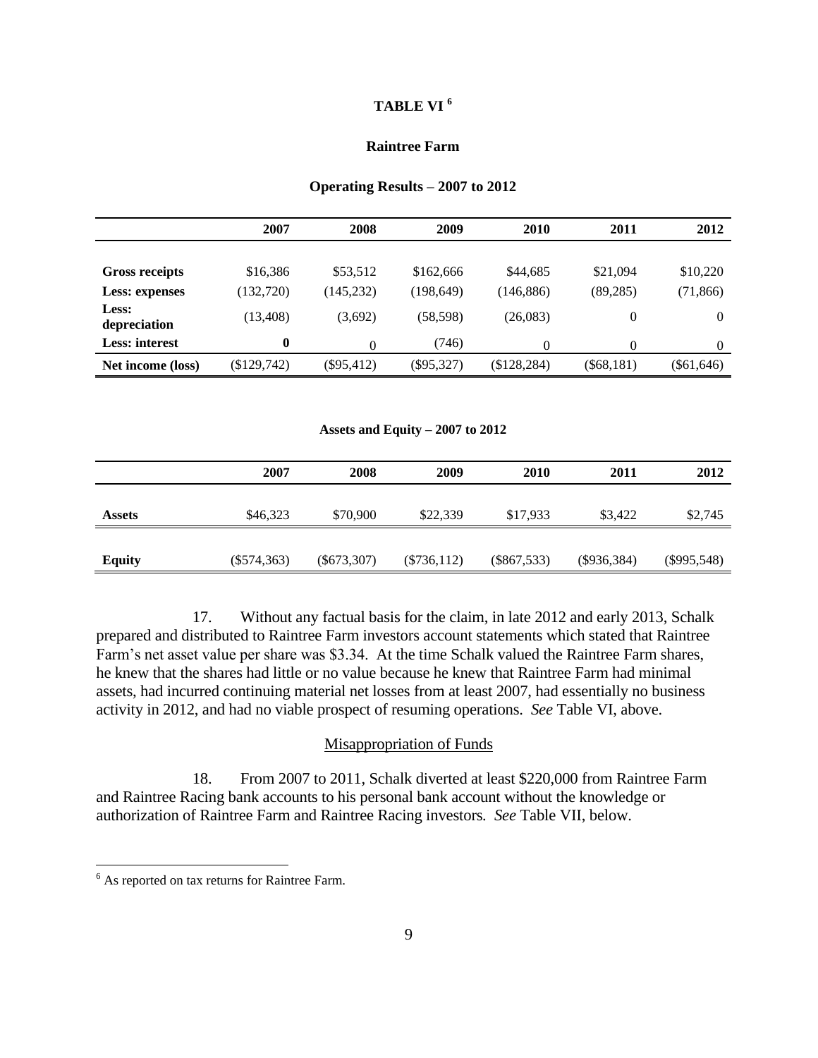**TABLE VI [6]**

**Raintree Farm**

**Operating Results – 2007 to 2012**

| | 2007 | 2008 | 2009 | 2010 | 2011 | 2012 |
|---|---|---|---|---|---|---|
| **Gross receipts** | $16,386 | $53,512 | $162,666 | $44,685 | $21,094 | $10,220 |
| **Less: expenses** | (132,720) | (145,232) | (198,649) | (146,886) | (89,285) | (71,866) |
| **Less: depreciation** | (13,408) | (3,692) | (58,598) | (26,083) | 0 | 0 |
| **Less: interest** | **0** | 0 | (746) | 0 | 0 | 0 |
| **Net income (loss)** | ($129,742) | ($95,412) | ($95,327) | ($128,284) | ($68,181) | ($61,646) |

**Assets and Equity – 2007 to 2012**

| | 2007 | 2008 | 2009 | 2010 | 2011 | 2012 |
|---|---|---|---|---|---|---|
| **Assets** | $46,323 | $70,900 | $22,339 | $17,933 | $3,422 | $2,745 |
| **Equity** | ($574,363) | ($673,307) | ($736,112) | ($867,533) | ($936,384) | ($995,548) |

17. Without any factual basis for the claim, in late 2012 and early 2013, Schalk prepared and distributed to Raintree Farm investors account statements which stated that Raintree Farm's net asset value per share was $3.34. At the time Schalk valued the Raintree Farm shares, he knew that the shares had little or no value because he knew that Raintree Farm had minimal assets, had incurred continuing material net losses from at least 2007, had essentially no business activity in 2012, and had no viable prospect of resuming operations. *See* Table VI, above.

## Misappropriation of Funds

18. From 2007 to 2011, Schalk diverted at least $220,000 from Raintree Farm and Raintree Racing bank accounts to his personal bank account without the knowledge or authorization of Raintree Farm and Raintree Racing investors. *See* Table VII, below.

[6] As reported on tax returns for Raintree Farm.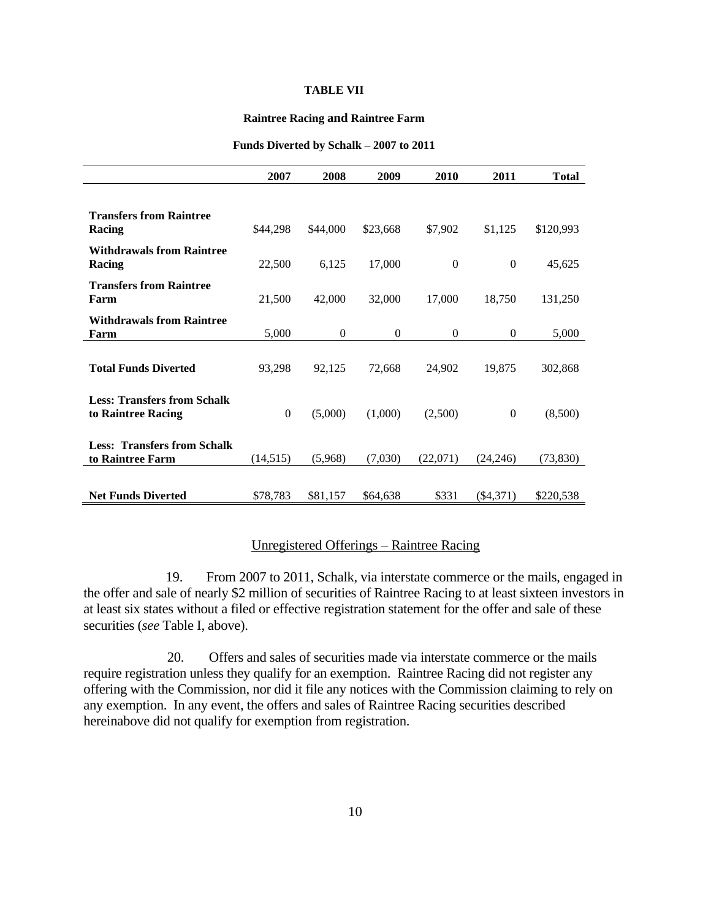**TABLE VII**

**Raintree Racing and Raintree Farm**

**Funds Diverted by Schalk – 2007 to 2011**

| | 2007 | 2008 | 2009 | 2010 | 2011 | Total |
|---|---|---|---|---|---|---|
| **Transfers from Raintree Racing** | $44,298 | $44,000 | $23,668 | $7,902 | $1,125 | $120,993 |
| **Withdrawals from Raintree Racing** | 22,500 | 6,125 | 17,000 | 0 | 0 | 45,625 |
| **Transfers from Raintree Farm** | 21,500 | 42,000 | 32,000 | 17,000 | 18,750 | 131,250 |
| **Withdrawals from Raintree Farm** | 5,000 | 0 | 0 | 0 | 0 | 5,000 |
| **Total Funds Diverted** | 93,298 | 92,125 | 72,668 | 24,902 | 19,875 | 302,868 |
| **Less: Transfers from Schalk to Raintree Racing** | 0 | (5,000) | (1,000) | (2,500) | 0 | (8,500) |
| **Less: Transfers from Schalk to Raintree Farm** | (14,515) | (5,968) | (7,030) | (22,071) | (24,246) | (73,830) |
| **Net Funds Diverted** | $78,783 | $81,157 | $64,638 | $331 | ($4,371) | $220,538 |

Unregistered Offerings – Raintree Racing

19. From 2007 to 2011, Schalk, via interstate commerce or the mails, engaged in the offer and sale of nearly $2 million of securities of Raintree Racing to at least sixteen investors in at least six states without a filed or effective registration statement for the offer and sale of these securities (*see* Table I, above).

20. Offers and sales of securities made via interstate commerce or the mails require registration unless they qualify for an exemption. Raintree Racing did not register any offering with the Commission, nor did it file any notices with the Commission claiming to rely on any exemption. In any event, the offers and sales of Raintree Racing securities described hereinabove did not qualify for exemption from registration.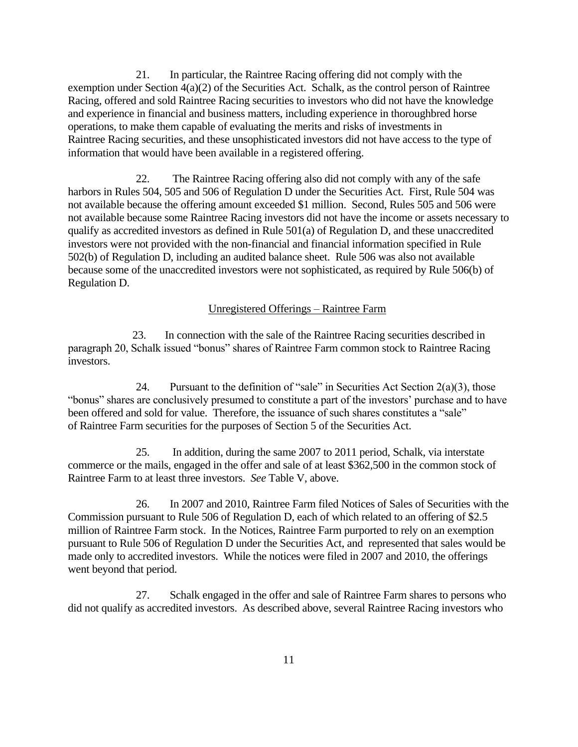21. In particular, the Raintree Racing offering did not comply with the exemption under Section 4(a)(2) of the Securities Act. Schalk, as the control person of Raintree Racing, offered and sold Raintree Racing securities to investors who did not have the knowledge and experience in financial and business matters, including experience in thoroughbred horse operations, to make them capable of evaluating the merits and risks of investments in Raintree Racing securities, and these unsophisticated investors did not have access to the type of information that would have been available in a registered offering.

22. The Raintree Racing offering also did not comply with any of the safe harbors in Rules 504, 505 and 506 of Regulation D under the Securities Act. First, Rule 504 was not available because the offering amount exceeded $1 million. Second, Rules 505 and 506 were not available because some Raintree Racing investors did not have the income or assets necessary to qualify as accredited investors as defined in Rule 501(a) of Regulation D, and these unaccredited investors were not provided with the non-financial and financial information specified in Rule 502(b) of Regulation D, including an audited balance sheet. Rule 506 was also not available because some of the unaccredited investors were not sophisticated, as required by Rule 506(b) of Regulation D.

<u>Unregistered Offerings – Raintree Farm</u>

23. In connection with the sale of the Raintree Racing securities described in paragraph 20, Schalk issued "bonus" shares of Raintree Farm common stock to Raintree Racing investors.

24. Pursuant to the definition of "sale" in Securities Act Section 2(a)(3), those "bonus" shares are conclusively presumed to constitute a part of the investors' purchase and to have been offered and sold for value. Therefore, the issuance of such shares constitutes a "sale" of Raintree Farm securities for the purposes of Section 5 of the Securities Act.

25. In addition, during the same 2007 to 2011 period, Schalk, via interstate commerce or the mails, engaged in the offer and sale of at least $362,500 in the common stock of Raintree Farm to at least three investors. *See* Table V, above.

26. In 2007 and 2010, Raintree Farm filed Notices of Sales of Securities with the Commission pursuant to Rule 506 of Regulation D, each of which related to an offering of $2.5 million of Raintree Farm stock. In the Notices, Raintree Farm purported to rely on an exemption pursuant to Rule 506 of Regulation D under the Securities Act, and represented that sales would be made only to accredited investors. While the notices were filed in 2007 and 2010, the offerings went beyond that period.

27. Schalk engaged in the offer and sale of Raintree Farm shares to persons who did not qualify as accredited investors. As described above, several Raintree Racing investors who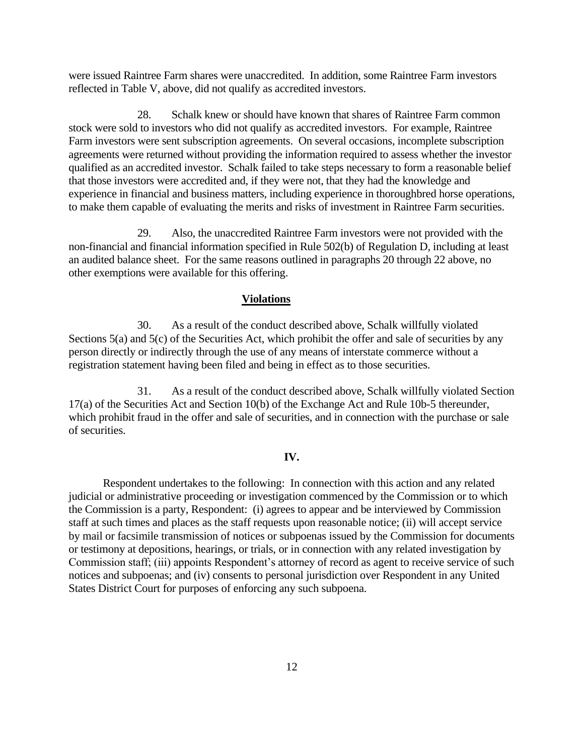were issued Raintree Farm shares were unaccredited. In addition, some Raintree Farm investors reflected in Table V, above, did not qualify as accredited investors.

28. Schalk knew or should have known that shares of Raintree Farm common stock were sold to investors who did not qualify as accredited investors. For example, Raintree Farm investors were sent subscription agreements. On several occasions, incomplete subscription agreements were returned without providing the information required to assess whether the investor qualified as an accredited investor. Schalk failed to take steps necessary to form a reasonable belief that those investors were accredited and, if they were not, that they had the knowledge and experience in financial and business matters, including experience in thoroughbred horse operations, to make them capable of evaluating the merits and risks of investment in Raintree Farm securities.

29. Also, the unaccredited Raintree Farm investors were not provided with the non-financial and financial information specified in Rule 502(b) of Regulation D, including at least an audited balance sheet. For the same reasons outlined in paragraphs 20 through 22 above, no other exemptions were available for this offering.

## **Violations**

30. As a result of the conduct described above, Schalk willfully violated Sections 5(a) and 5(c) of the Securities Act, which prohibit the offer and sale of securities by any person directly or indirectly through the use of any means of interstate commerce without a registration statement having been filed and being in effect as to those securities.

31. As a result of the conduct described above, Schalk willfully violated Section 17(a) of the Securities Act and Section 10(b) of the Exchange Act and Rule 10b-5 thereunder, which prohibit fraud in the offer and sale of securities, and in connection with the purchase or sale of securities.

## **IV.**

Respondent undertakes to the following: In connection with this action and any related judicial or administrative proceeding or investigation commenced by the Commission or to which the Commission is a party, Respondent: (i) agrees to appear and be interviewed by Commission staff at such times and places as the staff requests upon reasonable notice; (ii) will accept service by mail or facsimile transmission of notices or subpoenas issued by the Commission for documents or testimony at depositions, hearings, or trials, or in connection with any related investigation by Commission staff; (iii) appoints Respondent's attorney of record as agent to receive service of such notices and subpoenas; and (iv) consents to personal jurisdiction over Respondent in any United States District Court for purposes of enforcing any such subpoena.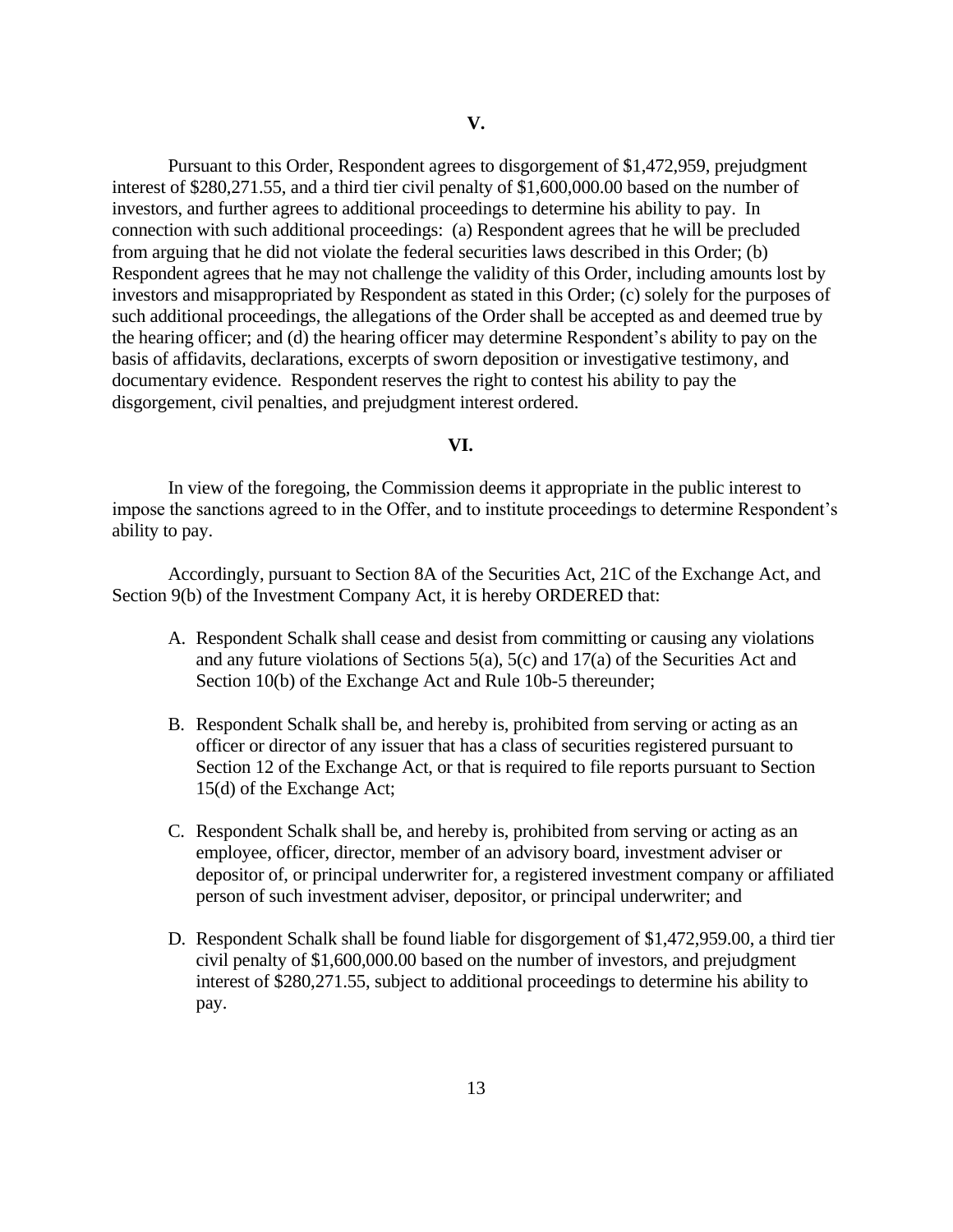## V.

Pursuant to this Order, Respondent agrees to disgorgement of $1,472,959, prejudgment interest of $280,271.55, and a third tier civil penalty of $1,600,000.00 based on the number of investors, and further agrees to additional proceedings to determine his ability to pay. In connection with such additional proceedings: (a) Respondent agrees that he will be precluded from arguing that he did not violate the federal securities laws described in this Order; (b) Respondent agrees that he may not challenge the validity of this Order, including amounts lost by investors and misappropriated by Respondent as stated in this Order; (c) solely for the purposes of such additional proceedings, the allegations of the Order shall be accepted as and deemed true by the hearing officer; and (d) the hearing officer may determine Respondent's ability to pay on the basis of affidavits, declarations, excerpts of sworn deposition or investigative testimony, and documentary evidence. Respondent reserves the right to contest his ability to pay the disgorgement, civil penalties, and prejudgment interest ordered.

## VI.

In view of the foregoing, the Commission deems it appropriate in the public interest to impose the sanctions agreed to in the Offer, and to institute proceedings to determine Respondent's ability to pay.

Accordingly, pursuant to Section 8A of the Securities Act, 21C of the Exchange Act, and Section 9(b) of the Investment Company Act, it is hereby ORDERED that:

A. Respondent Schalk shall cease and desist from committing or causing any violations and any future violations of Sections 5(a), 5(c) and 17(a) of the Securities Act and Section 10(b) of the Exchange Act and Rule 10b-5 thereunder;

B. Respondent Schalk shall be, and hereby is, prohibited from serving or acting as an officer or director of any issuer that has a class of securities registered pursuant to Section 12 of the Exchange Act, or that is required to file reports pursuant to Section 15(d) of the Exchange Act;

C. Respondent Schalk shall be, and hereby is, prohibited from serving or acting as an employee, officer, director, member of an advisory board, investment adviser or depositor of, or principal underwriter for, a registered investment company or affiliated person of such investment adviser, depositor, or principal underwriter; and

D. Respondent Schalk shall be found liable for disgorgement of $1,472,959.00, a third tier civil penalty of $1,600,000.00 based on the number of investors, and prejudgment interest of $280,271.55, subject to additional proceedings to determine his ability to pay.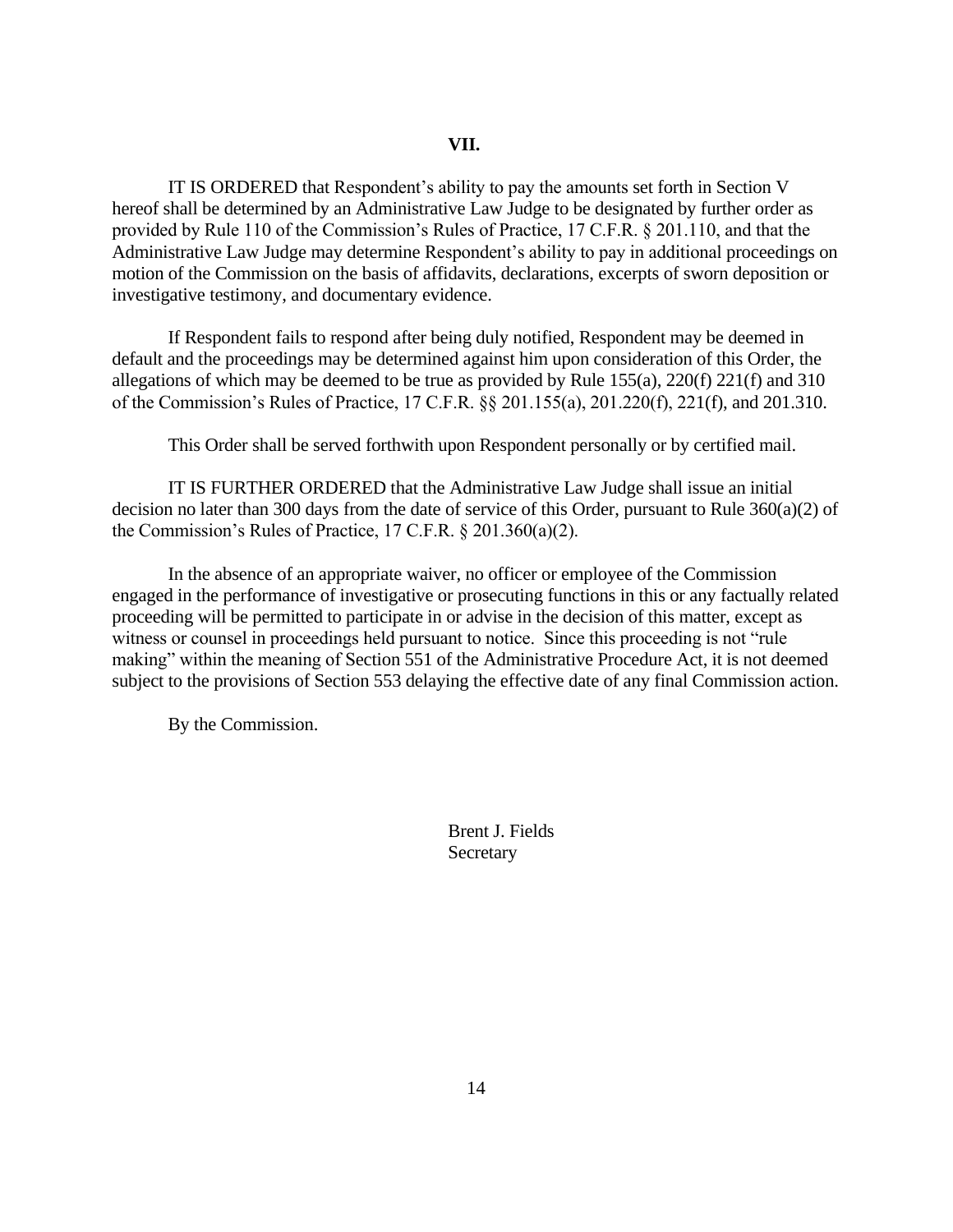## VII.

IT IS ORDERED that Respondent's ability to pay the amounts set forth in Section V hereof shall be determined by an Administrative Law Judge to be designated by further order as provided by Rule 110 of the Commission's Rules of Practice, 17 C.F.R. § 201.110, and that the Administrative Law Judge may determine Respondent's ability to pay in additional proceedings on motion of the Commission on the basis of affidavits, declarations, excerpts of sworn deposition or investigative testimony, and documentary evidence.

If Respondent fails to respond after being duly notified, Respondent may be deemed in default and the proceedings may be determined against him upon consideration of this Order, the allegations of which may be deemed to be true as provided by Rule 155(a), 220(f) 221(f) and 310 of the Commission's Rules of Practice, 17 C.F.R. §§ 201.155(a), 201.220(f), 221(f), and 201.310.

This Order shall be served forthwith upon Respondent personally or by certified mail.

IT IS FURTHER ORDERED that the Administrative Law Judge shall issue an initial decision no later than 300 days from the date of service of this Order, pursuant to Rule 360(a)(2) of the Commission's Rules of Practice, 17 C.F.R. § 201.360(a)(2).

In the absence of an appropriate waiver, no officer or employee of the Commission engaged in the performance of investigative or prosecuting functions in this or any factually related proceeding will be permitted to participate in or advise in the decision of this matter, except as witness or counsel in proceedings held pursuant to notice. Since this proceeding is not "rule making" within the meaning of Section 551 of the Administrative Procedure Act, it is not deemed subject to the provisions of Section 553 delaying the effective date of any final Commission action.

By the Commission.

Brent J. Fields
Secretary